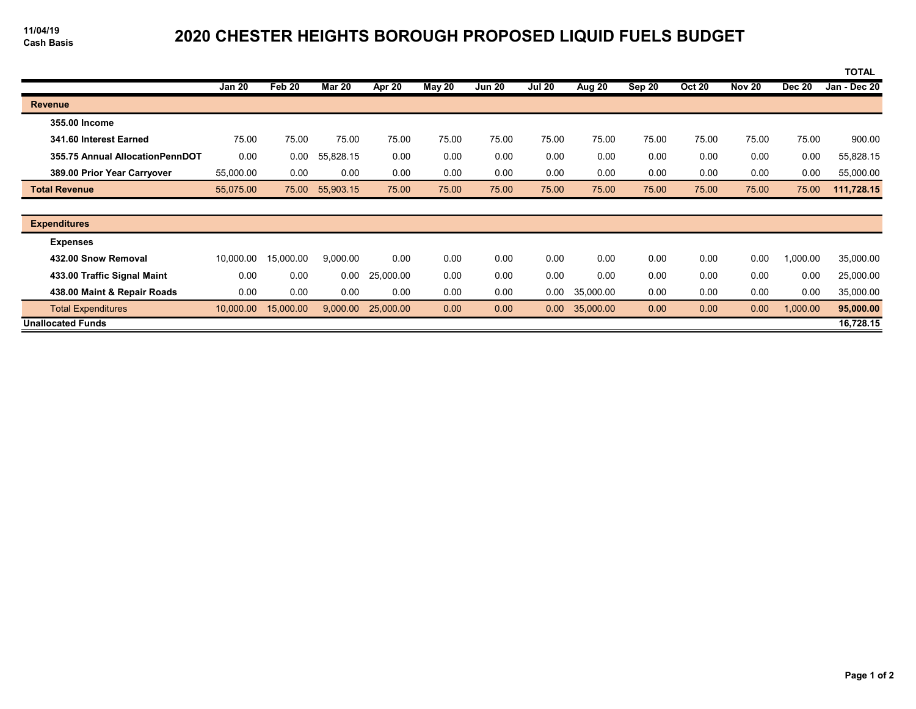11/04/19
Cash Basis

# 2020 CHESTER HEIGHTS BOROUGH PROPOSED LIQUID FUELS BUDGET

| | Jan 20 | Feb 20 | Mar 20 | Apr 20 | May 20 | Jun 20 | Jul 20 | Aug 20 | Sep 20 | Oct 20 | Nov 20 | Dec 20 | TOTAL Jan - Dec 20 |
|---|---|---|---|---|---|---|---|---|---|---|---|---|---|
| **Revenue** | | | | | | | | | | | | | |
| **355.00 Income** | | | | | | | | | | | | | |
| **341.60 Interest Earned** | 75.00 | 75.00 | 75.00 | 75.00 | 75.00 | 75.00 | 75.00 | 75.00 | 75.00 | 75.00 | 75.00 | 75.00 | 900.00 |
| **355.75 Annual AllocationPennDOT** | 0.00 | 0.00 | 55,828.15 | 0.00 | 0.00 | 0.00 | 0.00 | 0.00 | 0.00 | 0.00 | 0.00 | 0.00 | 55,828.15 |
| **389.00 Prior Year Carryover** | 55,000.00 | 0.00 | 0.00 | 0.00 | 0.00 | 0.00 | 0.00 | 0.00 | 0.00 | 0.00 | 0.00 | 0.00 | 55,000.00 |
| **Total Revenue** | 55,075.00 | 75.00 | 55,903.15 | 75.00 | 75.00 | 75.00 | 75.00 | 75.00 | 75.00 | 75.00 | 75.00 | 75.00 | **111,728.15** |
| **Expenditures** | | | | | | | | | | | | | |
| **Expenses** | | | | | | | | | | | | | |
| **432.00 Snow Removal** | 10,000.00 | 15,000.00 | 9,000.00 | 0.00 | 0.00 | 0.00 | 0.00 | 0.00 | 0.00 | 0.00 | 0.00 | 1,000.00 | 35,000.00 |
| **433.00 Traffic Signal Maint** | 0.00 | 0.00 | 0.00 | 25,000.00 | 0.00 | 0.00 | 0.00 | 0.00 | 0.00 | 0.00 | 0.00 | 0.00 | 25,000.00 |
| **438.00 Maint & Repair Roads** | 0.00 | 0.00 | 0.00 | 0.00 | 0.00 | 0.00 | 0.00 | 35,000.00 | 0.00 | 0.00 | 0.00 | 0.00 | 35,000.00 |
| Total Expenditures | 10,000.00 | 15,000.00 | 9,000.00 | 25,000.00 | 0.00 | 0.00 | 0.00 | 35,000.00 | 0.00 | 0.00 | 0.00 | 1,000.00 | **95,000.00** |
| **Unallocated Funds** | | | | | | | | | | | | | **16,728.15** |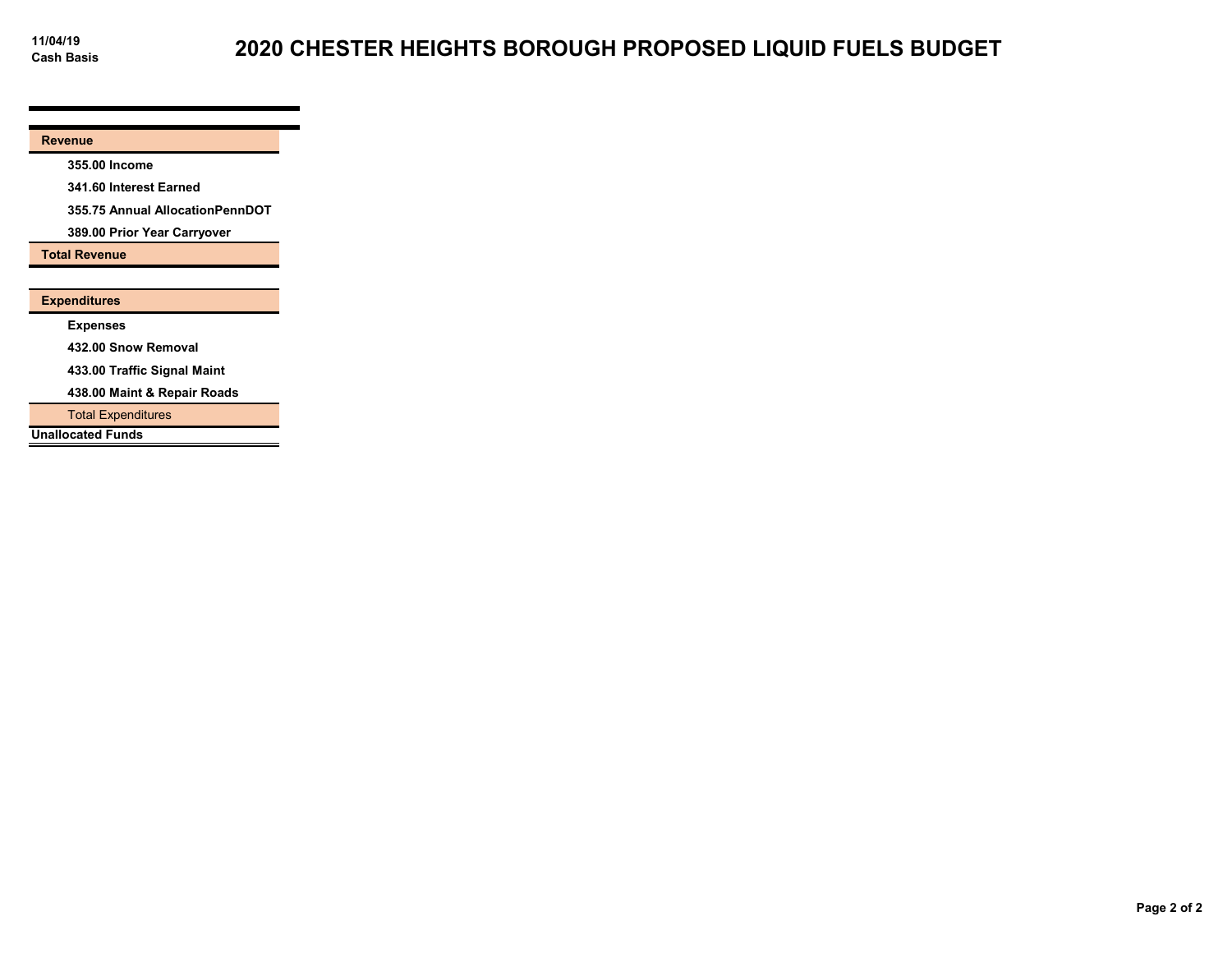11/04/19
Cash Basis

# 2020 CHESTER HEIGHTS BOROUGH PROPOSED LIQUID FUELS BUDGET

| |
|---|
| **Revenue** |
| **355.00 Income** |
| **341.60 Interest Earned** |
| **355.75 Annual AllocationPennDOT** |
| **389.00 Prior Year Carryover** |
| **Total Revenue** |
| |
| **Expenditures** |
| **Expenses** |
| **432.00 Snow Removal** |
| **433.00 Traffic Signal Maint** |
| **438.00 Maint & Repair Roads** |
| Total Expenditures |
| **Unallocated Funds** |